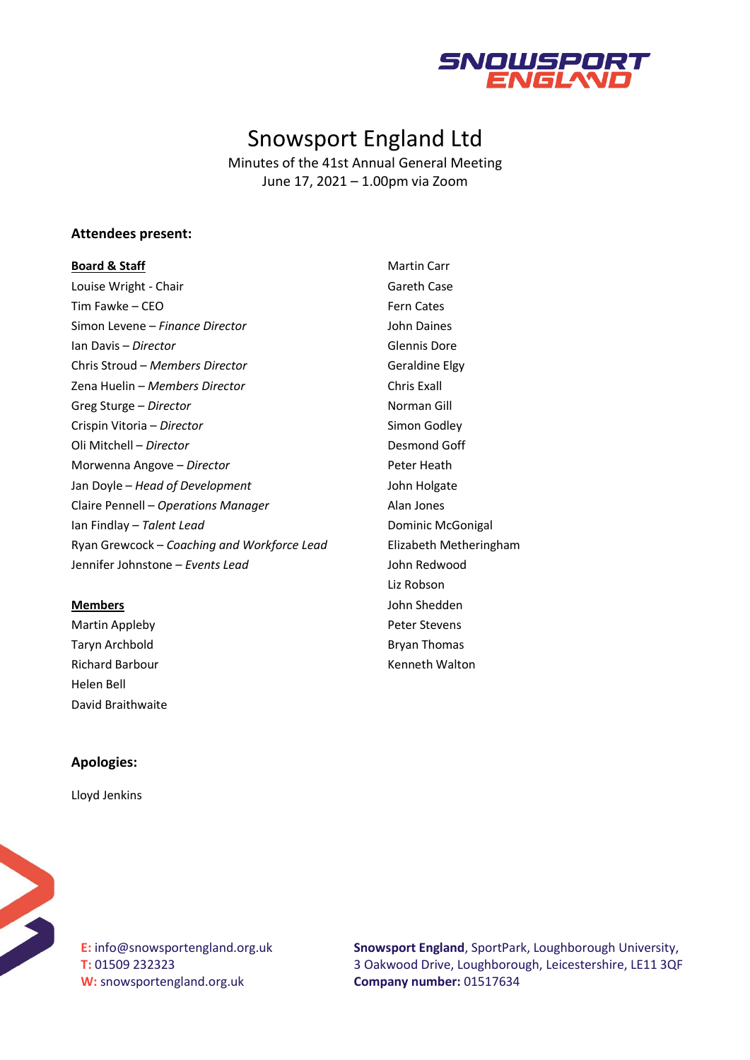# Snowsport England Ltd

Minutes of the 41st Annual General Meeting
June 17, 2021 – 1.00pm via Zoom

### Attendees present:

**Board & Staff**

Louise Wright - Chair
Tim Fawke – CEO
Simon Levene – *Finance Director*
Ian Davis – *Director*
Chris Stroud – *Members Director*
Zena Huelin – *Members Director*
Greg Sturge – *Director*
Crispin Vitoria – *Director*
Oli Mitchell – *Director*
Morwenna Angove – *Director*
Jan Doyle – *Head of Development*
Claire Pennell – *Operations Manager*
Ian Findlay – *Talent Lead*
Ryan Grewcock – *Coaching and Workforce Lead*
Jennifer Johnstone – *Events Lead*

**Members**

Martin Appleby
Taryn Archbold
Richard Barbour
Helen Bell
David Braithwaite
Martin Carr
Gareth Case
Fern Cates
John Daines
Glennis Dore
Geraldine Elgy
Chris Exall
Norman Gill
Simon Godley
Desmond Goff
Peter Heath
John Holgate
Alan Jones
Dominic McGonigal
Elizabeth Metheringham
John Redwood
Liz Robson
John Shedden
Peter Stevens
Bryan Thomas
Kenneth Walton

### Apologies:

Lloyd Jenkins

**E:** info@snowsportengland.org.uk
**T:** 01509 232323
**W:** snowsportengland.org.uk

**Snowsport England**, SportPark, Loughborough University, 3 Oakwood Drive, Loughborough, Leicestershire, LE11 3QF
**Company number:** 01517634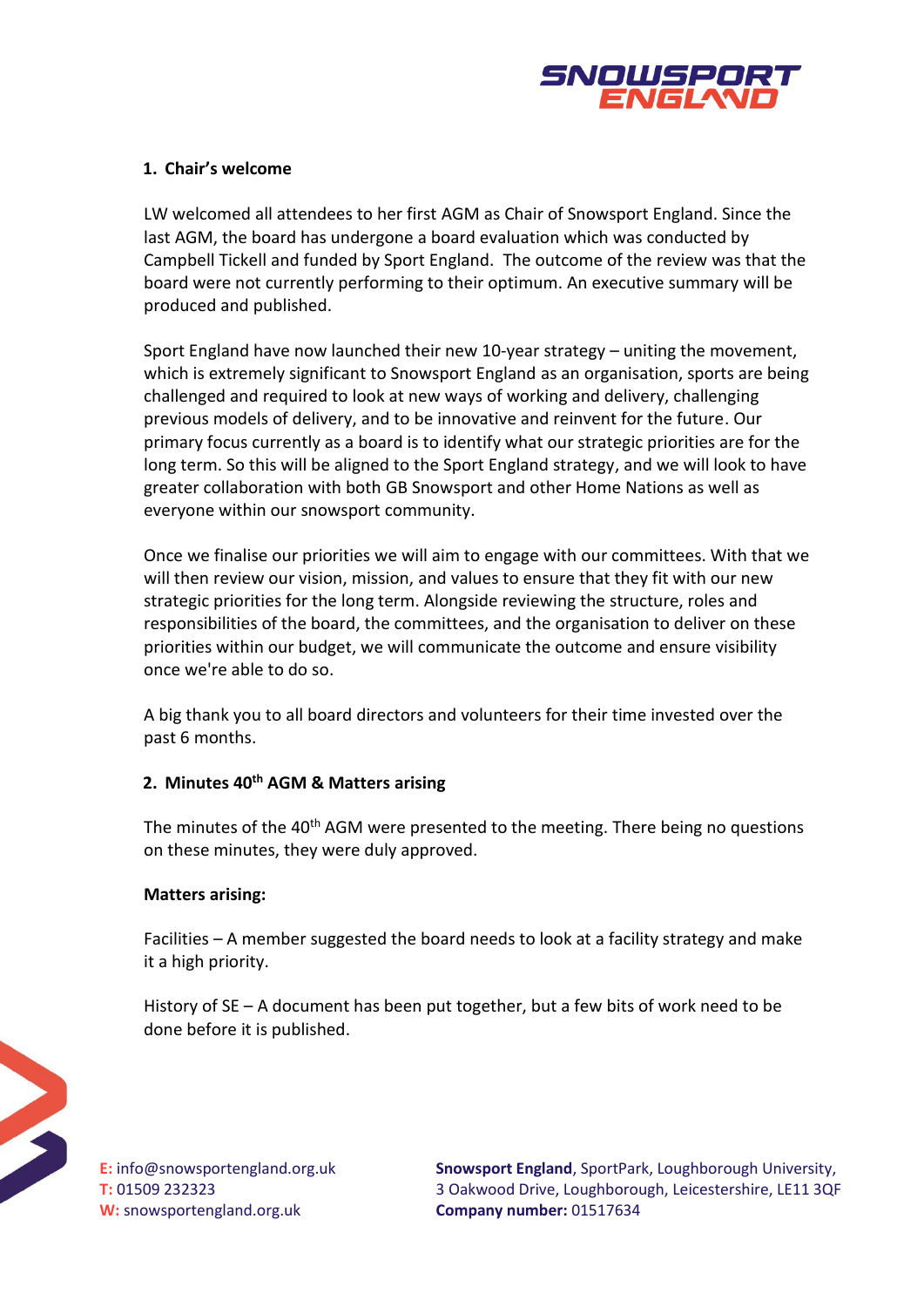## 1. Chair's welcome

LW welcomed all attendees to her first AGM as Chair of Snowsport England. Since the last AGM, the board has undergone a board evaluation which was conducted by Campbell Tickell and funded by Sport England. The outcome of the review was that the board were not currently performing to their optimum. An executive summary will be produced and published.

Sport England have now launched their new 10-year strategy – uniting the movement, which is extremely significant to Snowsport England as an organisation, sports are being challenged and required to look at new ways of working and delivery, challenging previous models of delivery, and to be innovative and reinvent for the future. Our primary focus currently as a board is to identify what our strategic priorities are for the long term. So this will be aligned to the Sport England strategy, and we will look to have greater collaboration with both GB Snowsport and other Home Nations as well as everyone within our snowsport community.

Once we finalise our priorities we will aim to engage with our committees. With that we will then review our vision, mission, and values to ensure that they fit with our new strategic priorities for the long term. Alongside reviewing the structure, roles and responsibilities of the board, the committees, and the organisation to deliver on these priorities within our budget, we will communicate the outcome and ensure visibility once we're able to do so.

A big thank you to all board directors and volunteers for their time invested over the past 6 months.

## 2. Minutes 40th AGM & Matters arising

The minutes of the 40th AGM were presented to the meeting. There being no questions on these minutes, they were duly approved.

**Matters arising:**

Facilities – A member suggested the board needs to look at a facility strategy and make it a high priority.

History of SE – A document has been put together, but a few bits of work need to be done before it is published.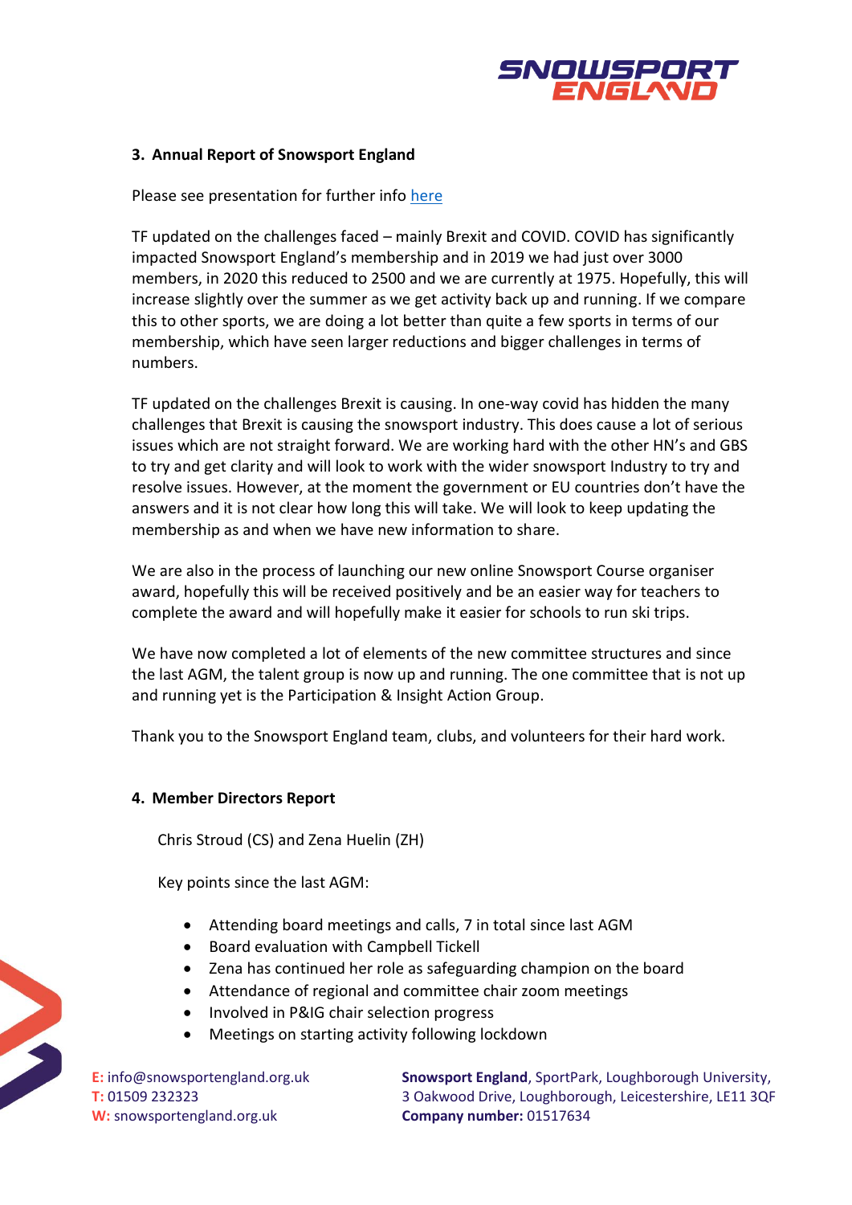### 3. Annual Report of Snowsport England

Please see presentation for further info here

TF updated on the challenges faced – mainly Brexit and COVID. COVID has significantly impacted Snowsport England's membership and in 2019 we had just over 3000 members, in 2020 this reduced to 2500 and we are currently at 1975. Hopefully, this will increase slightly over the summer as we get activity back up and running. If we compare this to other sports, we are doing a lot better than quite a few sports in terms of our membership, which have seen larger reductions and bigger challenges in terms of numbers.

TF updated on the challenges Brexit is causing. In one-way covid has hidden the many challenges that Brexit is causing the snowsport industry. This does cause a lot of serious issues which are not straight forward. We are working hard with the other HN's and GBS to try and get clarity and will look to work with the wider snowsport Industry to try and resolve issues. However, at the moment the government or EU countries don't have the answers and it is not clear how long this will take. We will look to keep updating the membership as and when we have new information to share.

We are also in the process of launching our new online Snowsport Course organiser award, hopefully this will be received positively and be an easier way for teachers to complete the award and will hopefully make it easier for schools to run ski trips.

We have now completed a lot of elements of the new committee structures and since the last AGM, the talent group is now up and running. The one committee that is not up and running yet is the Participation & Insight Action Group.

Thank you to the Snowsport England team, clubs, and volunteers for their hard work.

### 4. Member Directors Report

Chris Stroud (CS) and Zena Huelin (ZH)

Key points since the last AGM:

- Attending board meetings and calls, 7 in total since last AGM
- Board evaluation with Campbell Tickell
- Zena has continued her role as safeguarding champion on the board
- Attendance of regional and committee chair zoom meetings
- Involved in P&IG chair selection progress
- Meetings on starting activity following lockdown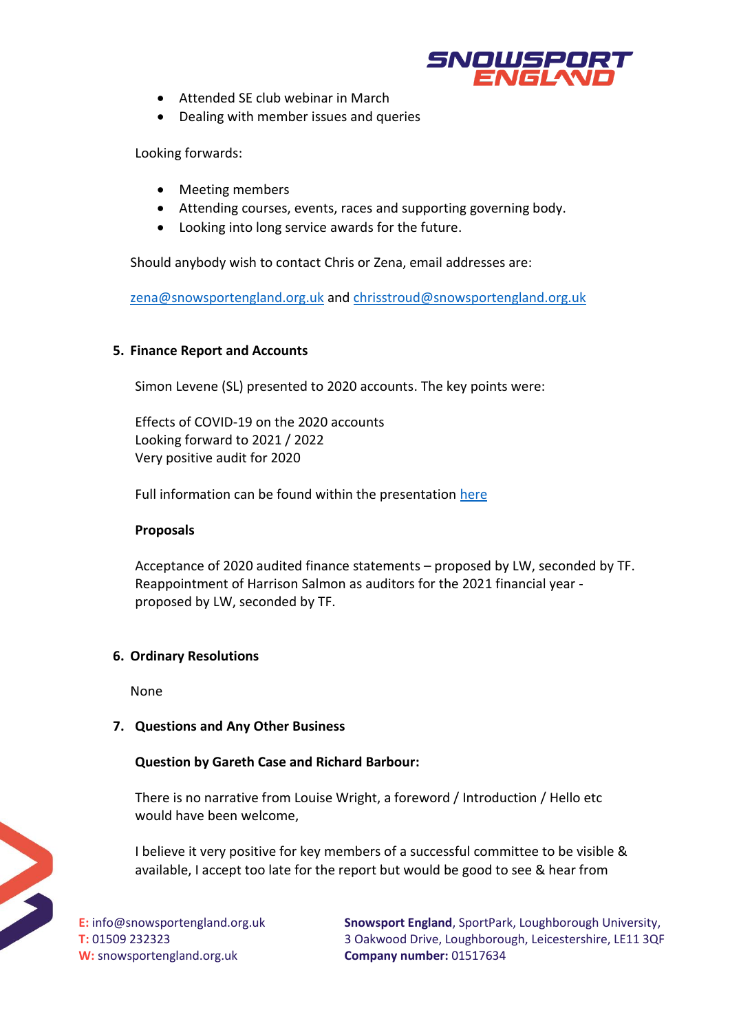- Attended SE club webinar in March
- Dealing with member issues and queries

Looking forwards:

- Meeting members
- Attending courses, events, races and supporting governing body.
- Looking into long service awards for the future.

Should anybody wish to contact Chris or Zena, email addresses are:

zena@snowsportengland.org.uk and chrisstroud@snowsportengland.org.uk

**5. Finance Report and Accounts**

Simon Levene (SL) presented to 2020 accounts. The key points were:

Effects of COVID-19 on the 2020 accounts
Looking forward to 2021 / 2022
Very positive audit for 2020

Full information can be found within the presentation here

**Proposals**

Acceptance of 2020 audited finance statements – proposed by LW, seconded by TF.
Reappointment of Harrison Salmon as auditors for the 2021 financial year - proposed by LW, seconded by TF.

**6. Ordinary Resolutions**

None

**7. Questions and Any Other Business**

**Question by Gareth Case and Richard Barbour:**

There is no narrative from Louise Wright, a foreword / Introduction / Hello etc would have been welcome,

I believe it very positive for key members of a successful committee to be visible & available, I accept too late for the report but would be good to see & hear from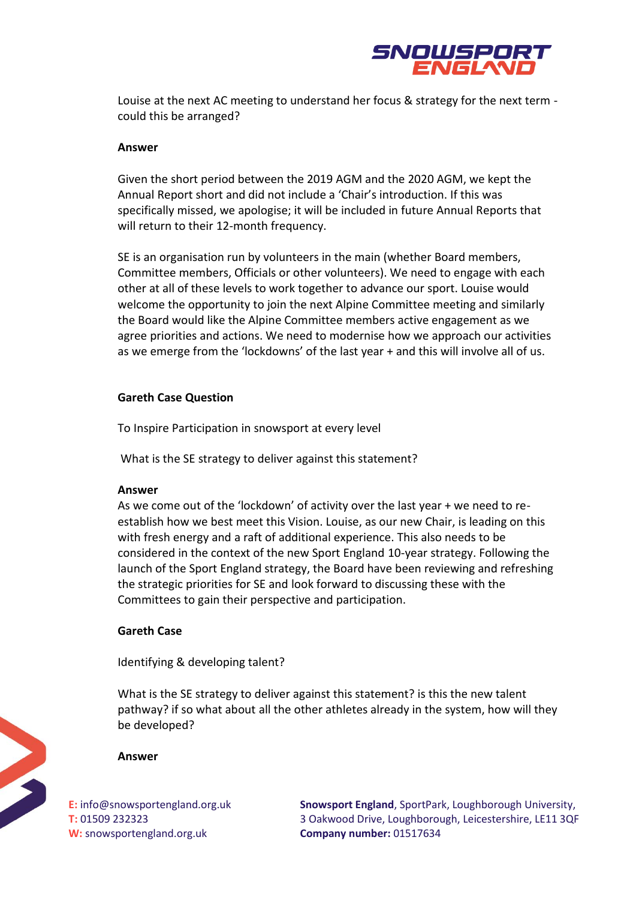Louise at the next AC meeting to understand her focus & strategy for the next term - could this be arranged?

**Answer**

Given the short period between the 2019 AGM and the 2020 AGM, we kept the Annual Report short and did not include a 'Chair's introduction. If this was specifically missed, we apologise; it will be included in future Annual Reports that will return to their 12-month frequency.

SE is an organisation run by volunteers in the main (whether Board members, Committee members, Officials or other volunteers). We need to engage with each other at all of these levels to work together to advance our sport. Louise would welcome the opportunity to join the next Alpine Committee meeting and similarly the Board would like the Alpine Committee members active engagement as we agree priorities and actions. We need to modernise how we approach our activities as we emerge from the 'lockdowns' of the last year + and this will involve all of us.

**Gareth Case Question**

To Inspire Participation in snowsport at every level

What is the SE strategy to deliver against this statement?

**Answer**

As we come out of the 'lockdown' of activity over the last year + we need to re-establish how we best meet this Vision. Louise, as our new Chair, is leading on this with fresh energy and a raft of additional experience. This also needs to be considered in the context of the new Sport England 10-year strategy. Following the launch of the Sport England strategy, the Board have been reviewing and refreshing the strategic priorities for SE and look forward to discussing these with the Committees to gain their perspective and participation.

**Gareth Case**

Identifying & developing talent?

What is the SE strategy to deliver against this statement? is this the new talent pathway? if so what about all the other athletes already in the system, how will they be developed?

**Answer**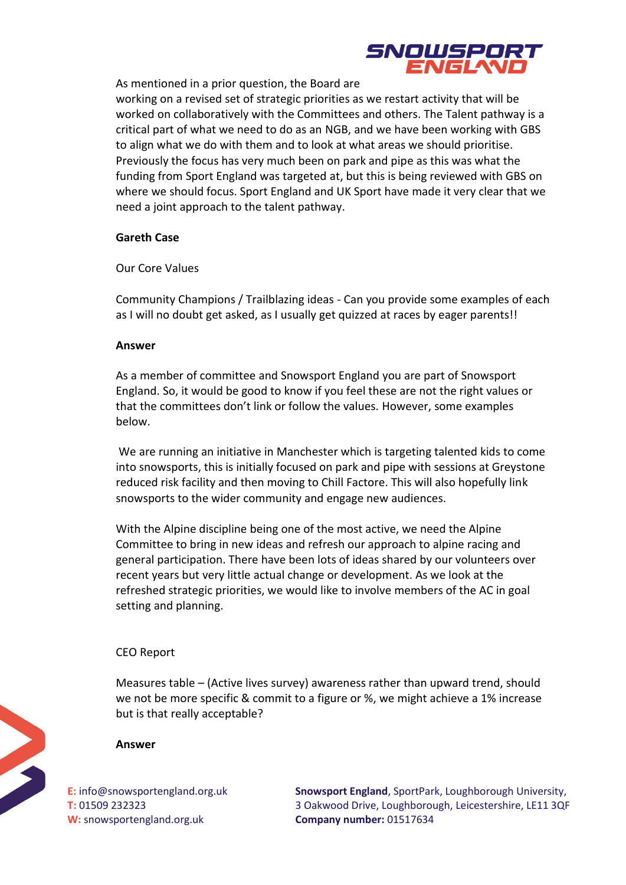As mentioned in a prior question, the Board are working on a revised set of strategic priorities as we restart activity that will be worked on collaboratively with the Committees and others. The Talent pathway is a critical part of what we need to do as an NGB, and we have been working with GBS to align what we do with them and to look at what areas we should prioritise. Previously the focus has very much been on park and pipe as this was what the funding from Sport England was targeted at, but this is being reviewed with GBS on where we should focus. Sport England and UK Sport have made it very clear that we need a joint approach to the talent pathway.

**Gareth Case**

Our Core Values

Community Champions / Trailblazing ideas - Can you provide some examples of each as I will no doubt get asked, as I usually get quizzed at races by eager parents!!

**Answer**

As a member of committee and Snowsport England you are part of Snowsport England. So, it would be good to know if you feel these are not the right values or that the committees don't link or follow the values. However, some examples below.

We are running an initiative in Manchester which is targeting talented kids to come into snowsports, this is initially focused on park and pipe with sessions at Greystone reduced risk facility and then moving to Chill Factore. This will also hopefully link snowsports to the wider community and engage new audiences.

With the Alpine discipline being one of the most active, we need the Alpine Committee to bring in new ideas and refresh our approach to alpine racing and general participation. There have been lots of ideas shared by our volunteers over recent years but very little actual change or development. As we look at the refreshed strategic priorities, we would like to involve members of the AC in goal setting and planning.

CEO Report

Measures table – (Active lives survey) awareness rather than upward trend, should we not be more specific & commit to a figure or %, we might achieve a 1% increase but is that really acceptable?

**Answer**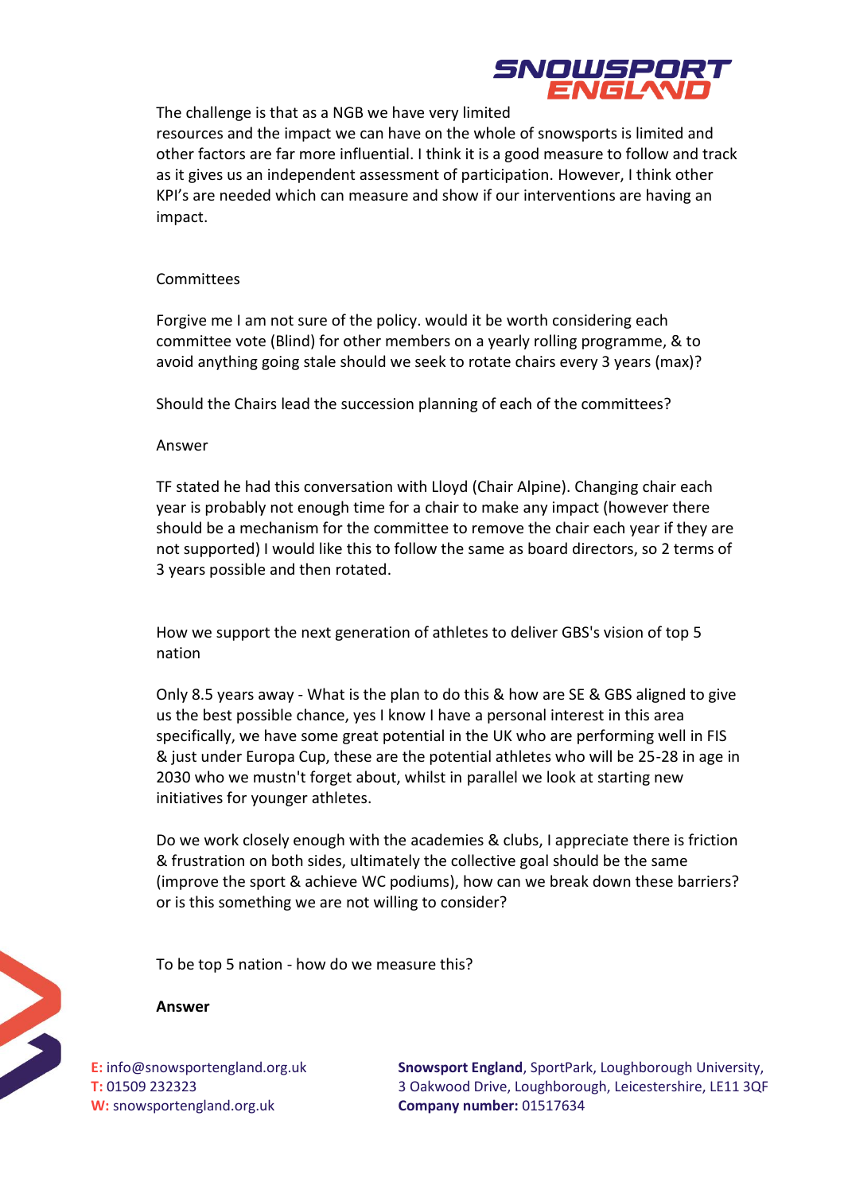The challenge is that as a NGB we have very limited resources and the impact we can have on the whole of snowsports is limited and other factors are far more influential. I think it is a good measure to follow and track as it gives us an independent assessment of participation. However, I think other KPI's are needed which can measure and show if our interventions are having an impact.

Committees

Forgive me I am not sure of the policy. would it be worth considering each committee vote (Blind) for other members on a yearly rolling programme, & to avoid anything going stale should we seek to rotate chairs every 3 years (max)?

Should the Chairs lead the succession planning of each of the committees?

Answer

TF stated he had this conversation with Lloyd (Chair Alpine). Changing chair each year is probably not enough time for a chair to make any impact (however there should be a mechanism for the committee to remove the chair each year if they are not supported) I would like this to follow the same as board directors, so 2 terms of 3 years possible and then rotated.

How we support the next generation of athletes to deliver GBS's vision of top 5 nation

Only 8.5 years away - What is the plan to do this & how are SE & GBS aligned to give us the best possible chance, yes I know I have a personal interest in this area specifically, we have some great potential in the UK who are performing well in FIS & just under Europa Cup, these are the potential athletes who will be 25-28 in age in 2030 who we mustn't forget about, whilst in parallel we look at starting new initiatives for younger athletes.

Do we work closely enough with the academies & clubs, I appreciate there is friction & frustration on both sides, ultimately the collective goal should be the same (improve the sport & achieve WC podiums), how can we break down these barriers? or is this something we are not willing to consider?

To be top 5 nation - how do we measure this?

**Answer**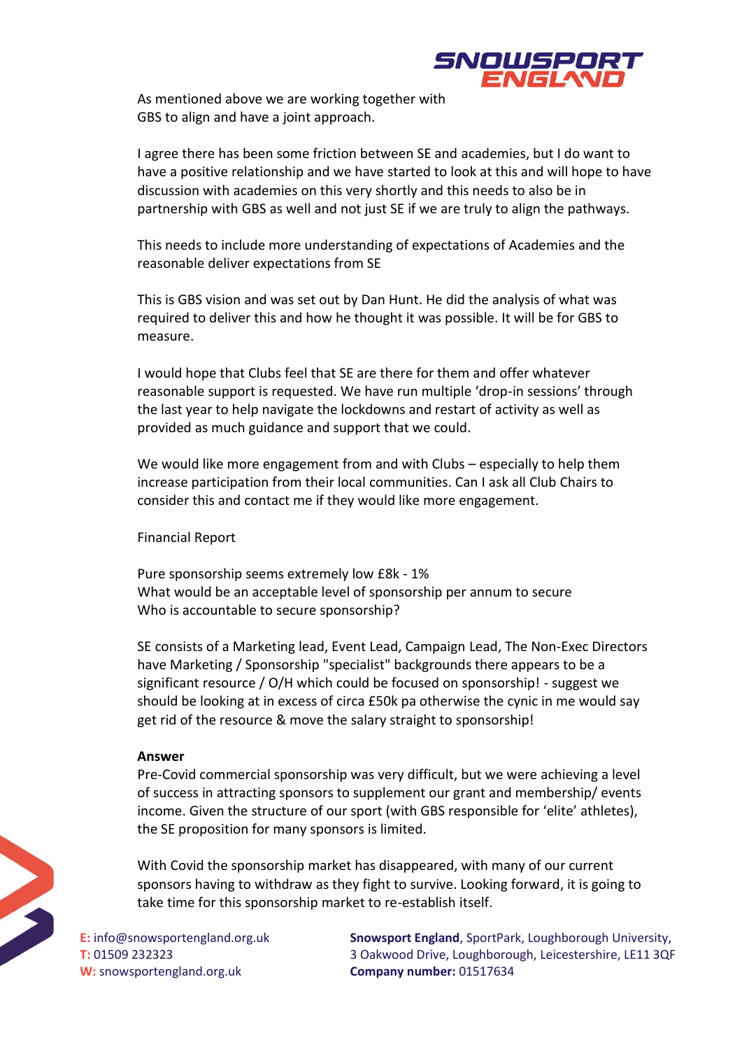As mentioned above we are working together with GBS to align and have a joint approach.

I agree there has been some friction between SE and academies, but I do want to have a positive relationship and we have started to look at this and will hope to have discussion with academies on this very shortly and this needs to also be in partnership with GBS as well and not just SE if we are truly to align the pathways.

This needs to include more understanding of expectations of Academies and the reasonable deliver expectations from SE

This is GBS vision and was set out by Dan Hunt. He did the analysis of what was required to deliver this and how he thought it was possible. It will be for GBS to measure.

I would hope that Clubs feel that SE are there for them and offer whatever reasonable support is requested. We have run multiple 'drop-in sessions' through the last year to help navigate the lockdowns and restart of activity as well as provided as much guidance and support that we could.

We would like more engagement from and with Clubs – especially to help them increase participation from their local communities. Can I ask all Club Chairs to consider this and contact me if they would like more engagement.

Financial Report

Pure sponsorship seems extremely low £8k - 1%
What would be an acceptable level of sponsorship per annum to secure
Who is accountable to secure sponsorship?

SE consists of a Marketing lead, Event Lead, Campaign Lead, The Non-Exec Directors have Marketing / Sponsorship "specialist" backgrounds there appears to be a significant resource / O/H which could be focused on sponsorship! - suggest we should be looking at in excess of circa £50k pa otherwise the cynic in me would say get rid of the resource & move the salary straight to sponsorship!

**Answer**
Pre-Covid commercial sponsorship was very difficult, but we were achieving a level of success in attracting sponsors to supplement our grant and membership/ events income. Given the structure of our sport (with GBS responsible for 'elite' athletes), the SE proposition for many sponsors is limited.

With Covid the sponsorship market has disappeared, with many of our current sponsors having to withdraw as they fight to survive. Looking forward, it is going to take time for this sponsorship market to re-establish itself.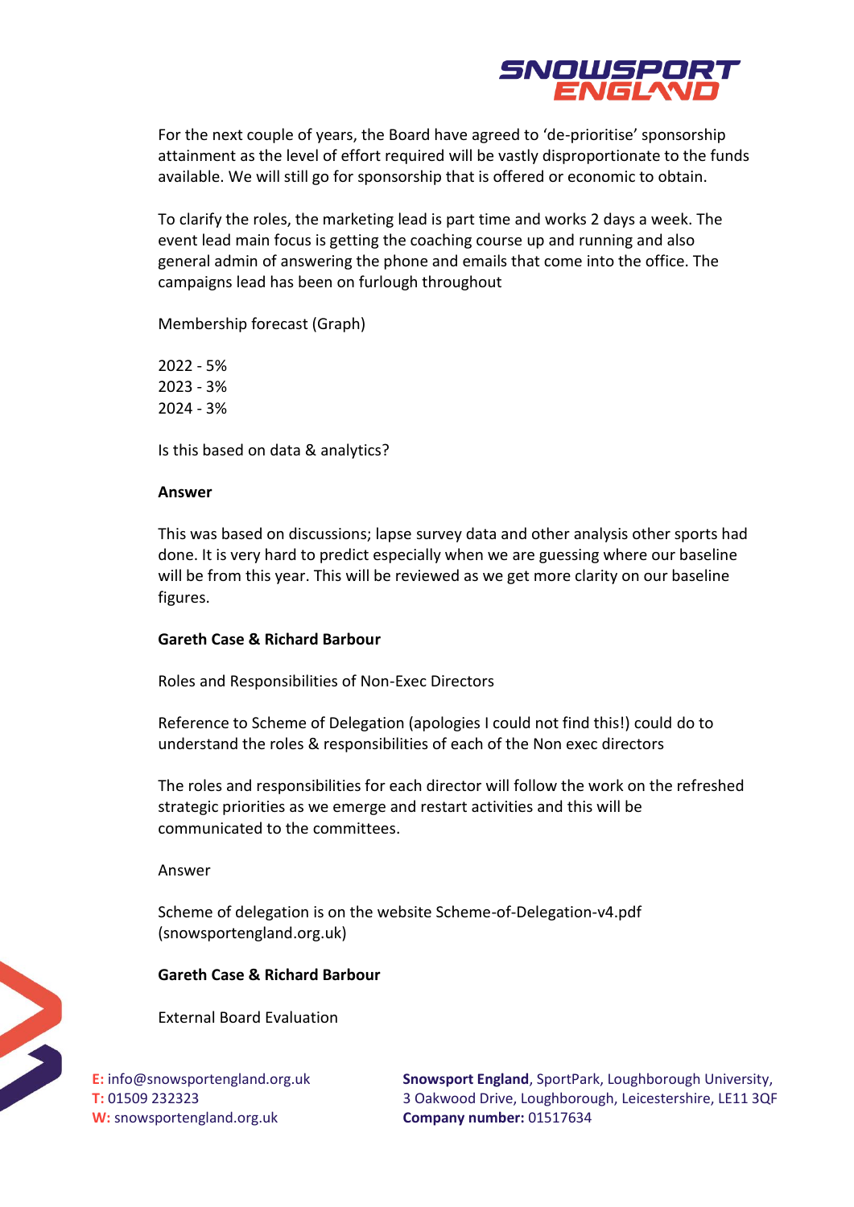For the next couple of years, the Board have agreed to 'de-prioritise' sponsorship attainment as the level of effort required will be vastly disproportionate to the funds available. We will still go for sponsorship that is offered or economic to obtain.

To clarify the roles, the marketing lead is part time and works 2 days a week. The event lead main focus is getting the coaching course up and running and also general admin of answering the phone and emails that come into the office. The campaigns lead has been on furlough throughout

Membership forecast (Graph)

2022 - 5%
2023 - 3%
2024 - 3%

Is this based on data & analytics?

**Answer**

This was based on discussions; lapse survey data and other analysis other sports had done. It is very hard to predict especially when we are guessing where our baseline will be from this year. This will be reviewed as we get more clarity on our baseline figures.

**Gareth Case & Richard Barbour**

Roles and Responsibilities of Non-Exec Directors

Reference to Scheme of Delegation (apologies I could not find this!) could do to understand the roles & responsibilities of each of the Non exec directors

The roles and responsibilities for each director will follow the work on the refreshed strategic priorities as we emerge and restart activities and this will be communicated to the committees.

Answer

Scheme of delegation is on the website Scheme-of-Delegation-v4.pdf (snowsportengland.org.uk)

**Gareth Case & Richard Barbour**

External Board Evaluation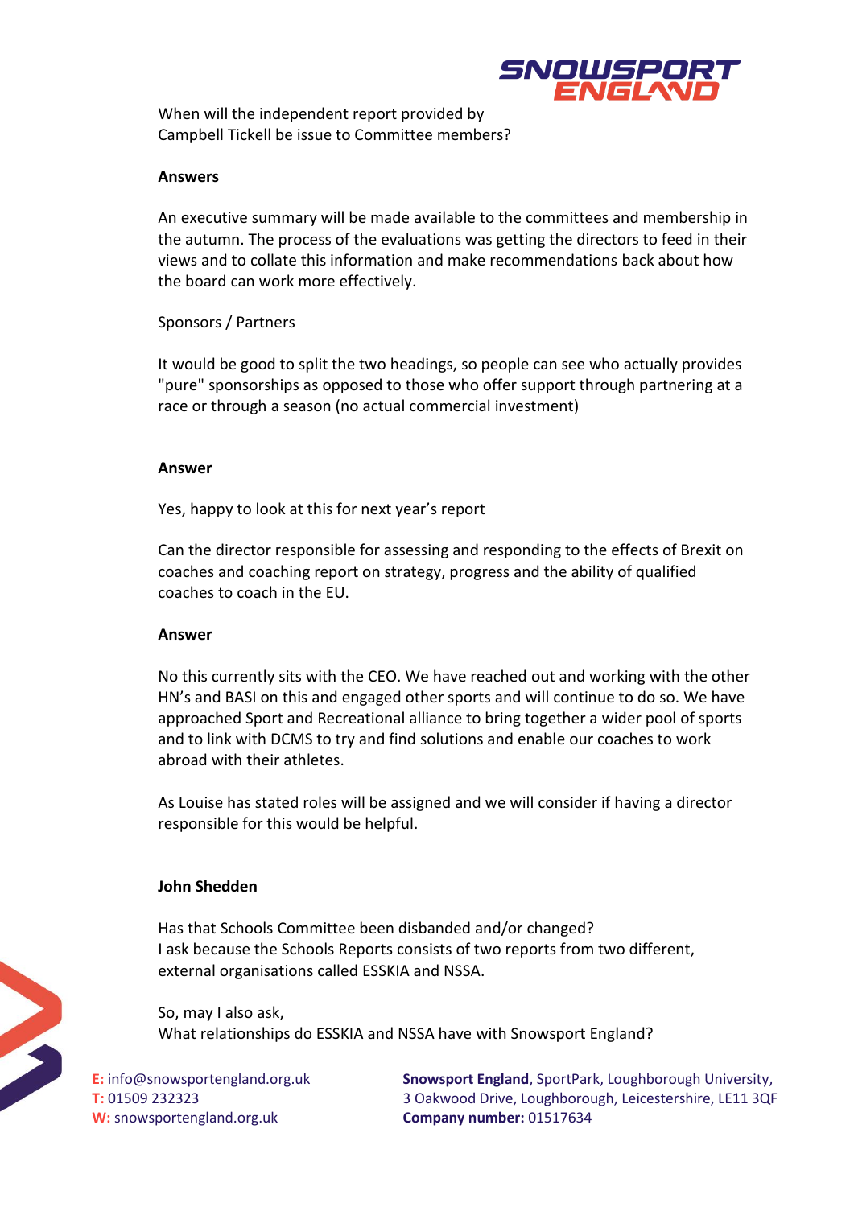When will the independent report provided by Campbell Tickell be issue to Committee members?

**Answers**

An executive summary will be made available to the committees and membership in the autumn. The process of the evaluations was getting the directors to feed in their views and to collate this information and make recommendations back about how the board can work more effectively.

Sponsors / Partners

It would be good to split the two headings, so people can see who actually provides "pure" sponsorships as opposed to those who offer support through partnering at a race or through a season (no actual commercial investment)

**Answer**

Yes, happy to look at this for next year's report

Can the director responsible for assessing and responding to the effects of Brexit on coaches and coaching report on strategy, progress and the ability of qualified coaches to coach in the EU.

**Answer**

No this currently sits with the CEO. We have reached out and working with the other HN's and BASI on this and engaged other sports and will continue to do so. We have approached Sport and Recreational alliance to bring together a wider pool of sports and to link with DCMS to try and find solutions and enable our coaches to work abroad with their athletes.

As Louise has stated roles will be assigned and we will consider if having a director responsible for this would be helpful.

**John Shedden**

Has that Schools Committee been disbanded and/or changed?
I ask because the Schools Reports consists of two reports from two different, external organisations called ESSKIA and NSSA.

So, may I also ask,
What relationships do ESSKIA and NSSA have with Snowsport England?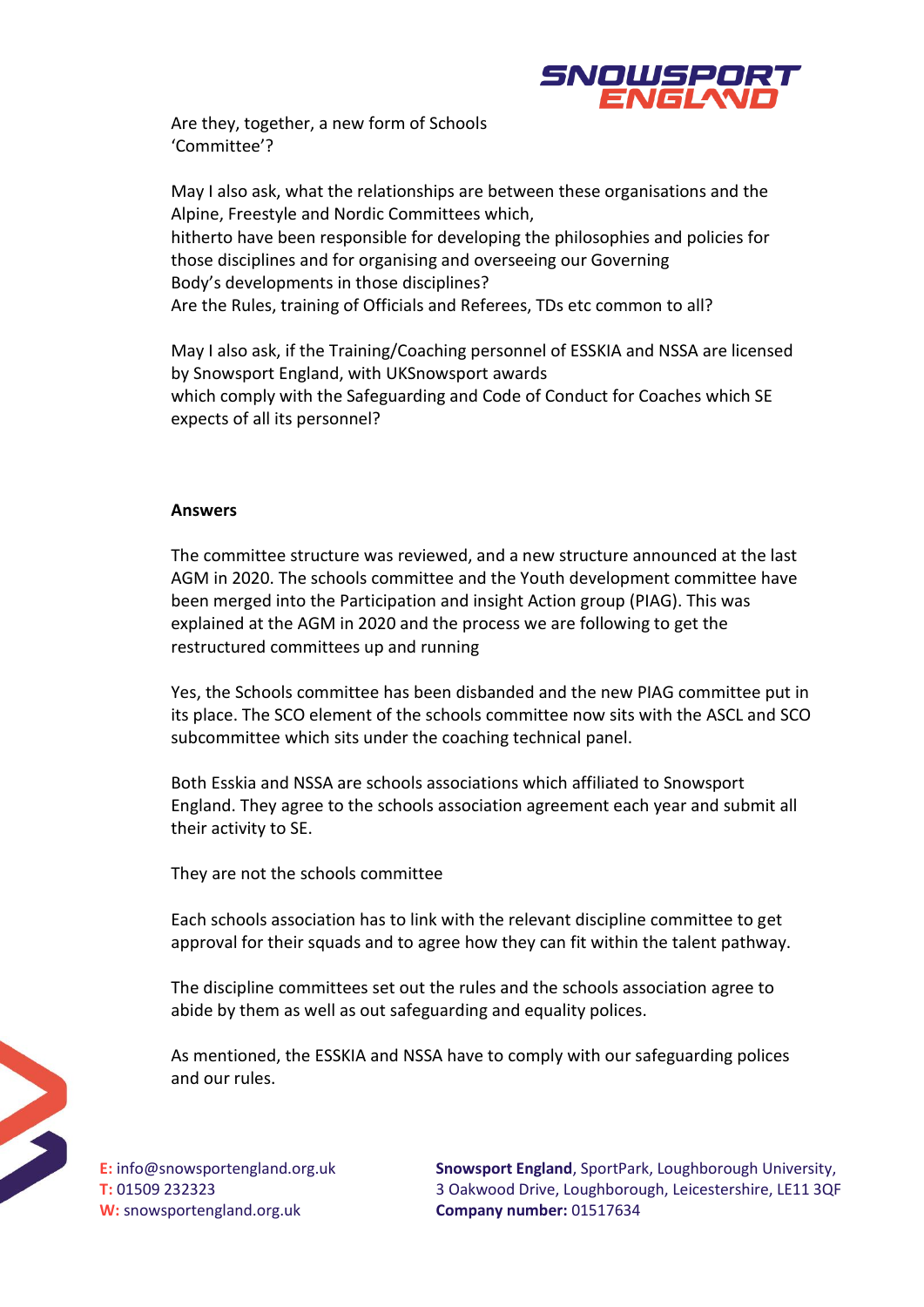Are they, together, a new form of Schools 'Committee'?

May I also ask, what the relationships are between these organisations and the Alpine, Freestyle and Nordic Committees which, hitherto have been responsible for developing the philosophies and policies for those disciplines and for organising and overseeing our Governing Body's developments in those disciplines?
Are the Rules, training of Officials and Referees, TDs etc common to all?

May I also ask, if the Training/Coaching personnel of ESSKIA and NSSA are licensed by Snowsport England, with UKSnowsport awards which comply with the Safeguarding and Code of Conduct for Coaches which SE expects of all its personnel?

**Answers**

The committee structure was reviewed, and a new structure announced at the last AGM in 2020. The schools committee and the Youth development committee have been merged into the Participation and insight Action group (PIAG). This was explained at the AGM in 2020 and the process we are following to get the restructured committees up and running

Yes, the Schools committee has been disbanded and the new PIAG committee put in its place. The SCO element of the schools committee now sits with the ASCL and SCO subcommittee which sits under the coaching technical panel.

Both Esskia and NSSA are schools associations which affiliated to Snowsport England. They agree to the schools association agreement each year and submit all their activity to SE.

They are not the schools committee

Each schools association has to link with the relevant discipline committee to get approval for their squads and to agree how they can fit within the talent pathway.

The discipline committees set out the rules and the schools association agree to abide by them as well as out safeguarding and equality polices.

As mentioned, the ESSKIA and NSSA have to comply with our safeguarding polices and our rules.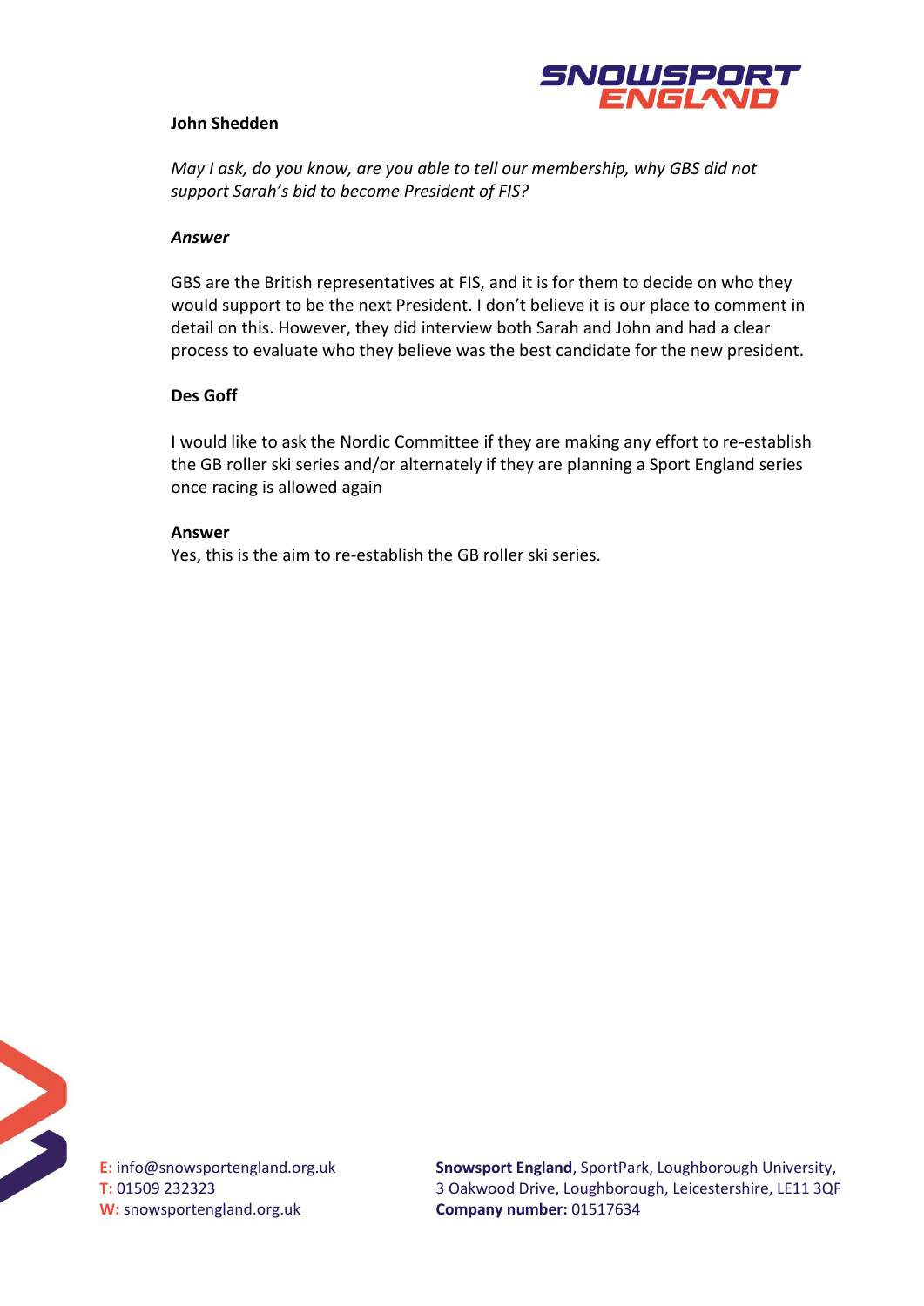**John Shedden**

*May I ask, do you know, are you able to tell our membership, why GBS did not support Sarah's bid to become President of FIS?*

***Answer***

GBS are the British representatives at FIS, and it is for them to decide on who they would support to be the next President. I don't believe it is our place to comment in detail on this. However, they did interview both Sarah and John and had a clear process to evaluate who they believe was the best candidate for the new president.

**Des Goff**

I would like to ask the Nordic Committee if they are making any effort to re-establish the GB roller ski series and/or alternately if they are planning a Sport England series once racing is allowed again

**Answer**

Yes, this is the aim to re-establish the GB roller ski series.